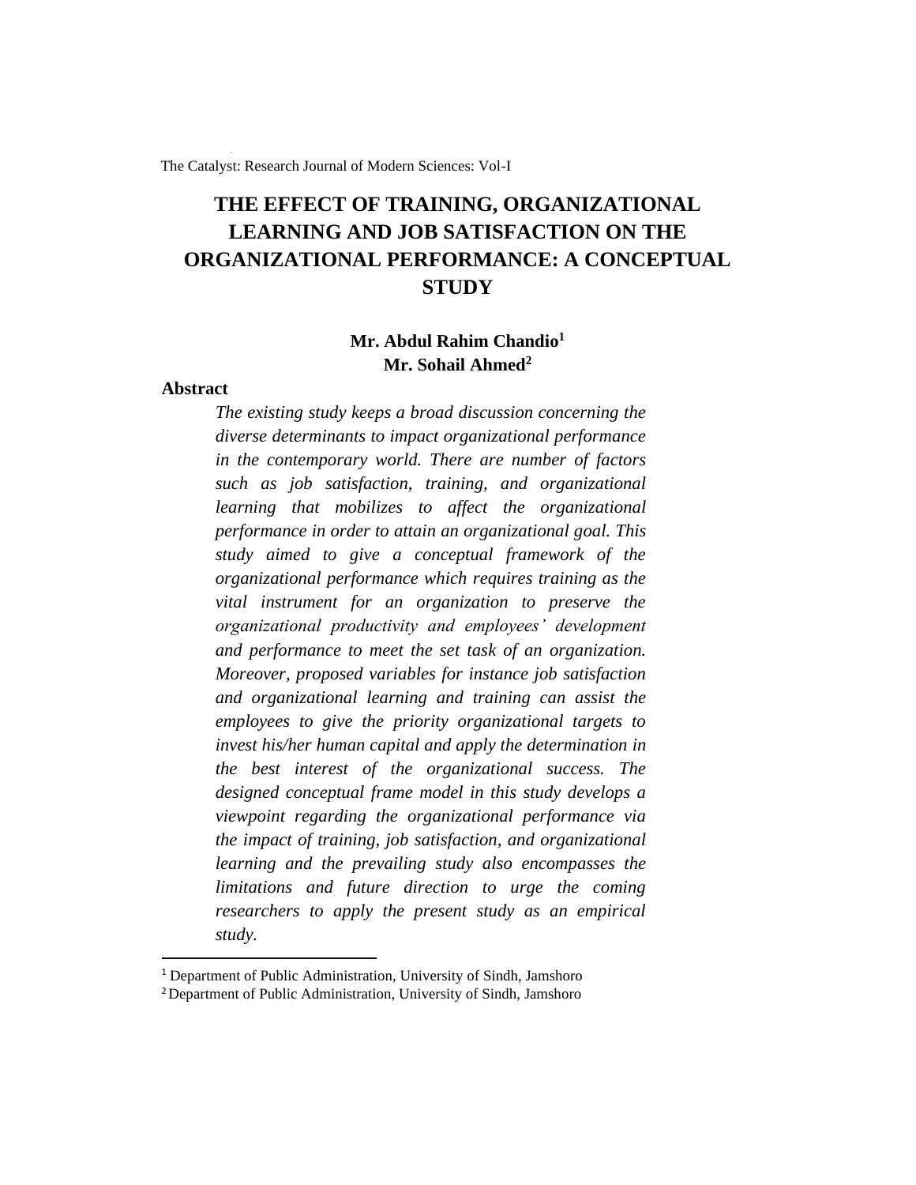# THE EFFECT OF TRAINING, ORGANIZATIONAL LEARNING AND JOB SATISFACTION ON THE ORGANIZATIONAL PERFORMANCE: A CONCEPTUAL STUDY

**Mr. Abdul Rahim Chandio**[1]
**Mr. Sohail Ahmed**[2]

## Abstract

*The existing study keeps a broad discussion concerning the diverse determinants to impact organizational performance in the contemporary world. There are number of factors such as job satisfaction, training, and organizational learning that mobilizes to affect the organizational performance in order to attain an organizational goal. This study aimed to give a conceptual framework of the organizational performance which requires training as the vital instrument for an organization to preserve the organizational productivity and employees' development and performance to meet the set task of an organization. Moreover, proposed variables for instance job satisfaction and organizational learning and training can assist the employees to give the priority organizational targets to invest his/her human capital and apply the determination in the best interest of the organizational success. The designed conceptual frame model in this study develops a viewpoint regarding the organizational performance via the impact of training, job satisfaction, and organizational learning and the prevailing study also encompasses the limitations and future direction to urge the coming researchers to apply the present study as an empirical study.*

---

[1] Department of Public Administration, University of Sindh, Jamshoro

[2] Department of Public Administration, University of Sindh, Jamshoro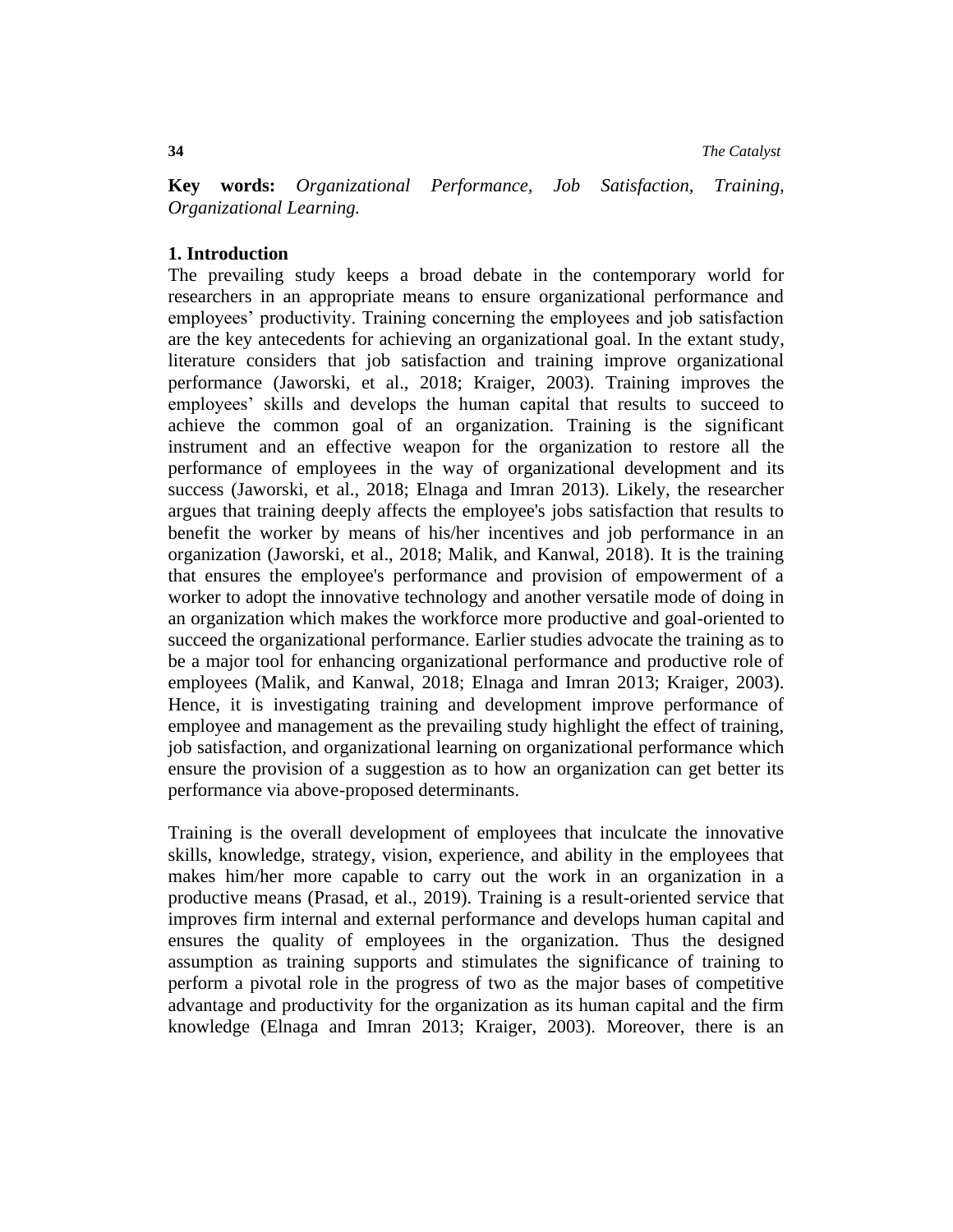**Key words:** *Organizational Performance, Job Satisfaction, Training, Organizational Learning.*

## 1. Introduction

The prevailing study keeps a broad debate in the contemporary world for researchers in an appropriate means to ensure organizational performance and employees' productivity. Training concerning the employees and job satisfaction are the key antecedents for achieving an organizational goal. In the extant study, literature considers that job satisfaction and training improve organizational performance (Jaworski, et al., 2018; Kraiger, 2003). Training improves the employees' skills and develops the human capital that results to succeed to achieve the common goal of an organization. Training is the significant instrument and an effective weapon for the organization to restore all the performance of employees in the way of organizational development and its success (Jaworski, et al., 2018; Elnaga and Imran 2013). Likely, the researcher argues that training deeply affects the employee's jobs satisfaction that results to benefit the worker by means of his/her incentives and job performance in an organization (Jaworski, et al., 2018; Malik, and Kanwal, 2018). It is the training that ensures the employee's performance and provision of empowerment of a worker to adopt the innovative technology and another versatile mode of doing in an organization which makes the workforce more productive and goal-oriented to succeed the organizational performance. Earlier studies advocate the training as to be a major tool for enhancing organizational performance and productive role of employees (Malik, and Kanwal, 2018; Elnaga and Imran 2013; Kraiger, 2003). Hence, it is investigating training and development improve performance of employee and management as the prevailing study highlight the effect of training, job satisfaction, and organizational learning on organizational performance which ensure the provision of a suggestion as to how an organization can get better its performance via above-proposed determinants.

Training is the overall development of employees that inculcate the innovative skills, knowledge, strategy, vision, experience, and ability in the employees that makes him/her more capable to carry out the work in an organization in a productive means (Prasad, et al., 2019). Training is a result-oriented service that improves firm internal and external performance and develops human capital and ensures the quality of employees in the organization. Thus the designed assumption as training supports and stimulates the significance of training to perform a pivotal role in the progress of two as the major bases of competitive advantage and productivity for the organization as its human capital and the firm knowledge (Elnaga and Imran 2013; Kraiger, 2003). Moreover, there is an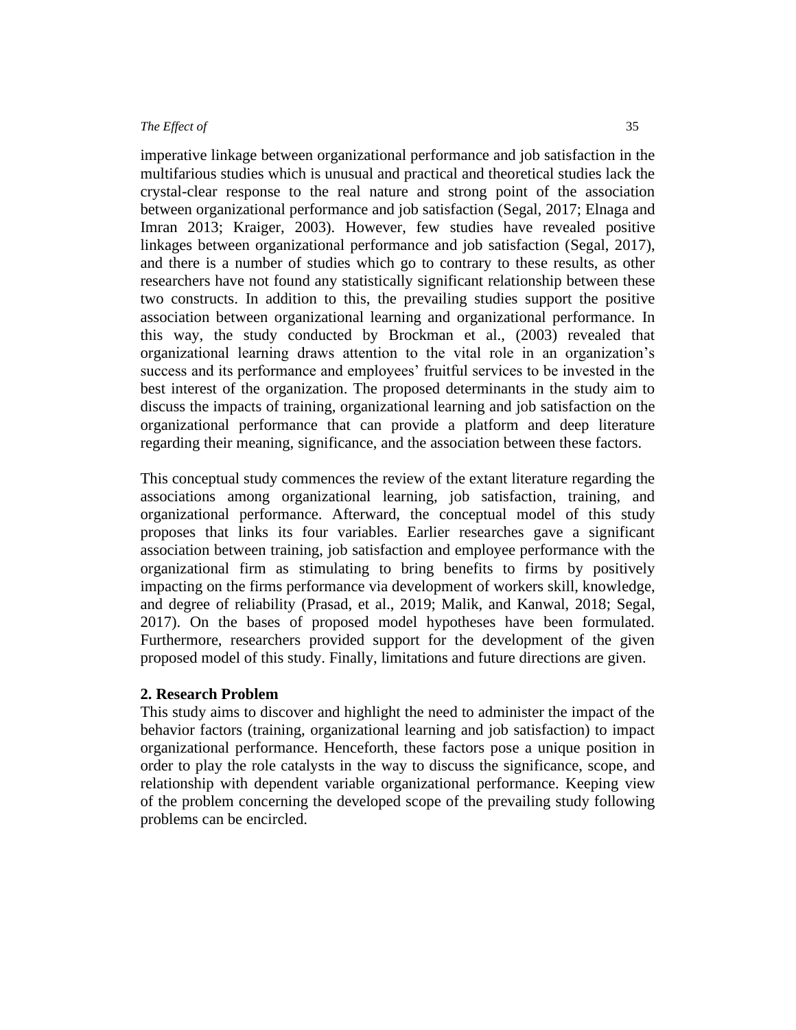imperative linkage between organizational performance and job satisfaction in the multifarious studies which is unusual and practical and theoretical studies lack the crystal-clear response to the real nature and strong point of the association between organizational performance and job satisfaction (Segal, 2017; Elnaga and Imran 2013; Kraiger, 2003). However, few studies have revealed positive linkages between organizational performance and job satisfaction (Segal, 2017), and there is a number of studies which go to contrary to these results, as other researchers have not found any statistically significant relationship between these two constructs. In addition to this, the prevailing studies support the positive association between organizational learning and organizational performance. In this way, the study conducted by Brockman et al., (2003) revealed that organizational learning draws attention to the vital role in an organization's success and its performance and employees' fruitful services to be invested in the best interest of the organization. The proposed determinants in the study aim to discuss the impacts of training, organizational learning and job satisfaction on the organizational performance that can provide a platform and deep literature regarding their meaning, significance, and the association between these factors.

This conceptual study commences the review of the extant literature regarding the associations among organizational learning, job satisfaction, training, and organizational performance. Afterward, the conceptual model of this study proposes that links its four variables. Earlier researches gave a significant association between training, job satisfaction and employee performance with the organizational firm as stimulating to bring benefits to firms by positively impacting on the firms performance via development of workers skill, knowledge, and degree of reliability (Prasad, et al., 2019; Malik, and Kanwal, 2018; Segal, 2017). On the bases of proposed model hypotheses have been formulated. Furthermore, researchers provided support for the development of the given proposed model of this study. Finally, limitations and future directions are given.

## 2. Research Problem

This study aims to discover and highlight the need to administer the impact of the behavior factors (training, organizational learning and job satisfaction) to impact organizational performance. Henceforth, these factors pose a unique position in order to play the role catalysts in the way to discuss the significance, scope, and relationship with dependent variable organizational performance. Keeping view of the problem concerning the developed scope of the prevailing study following problems can be encircled.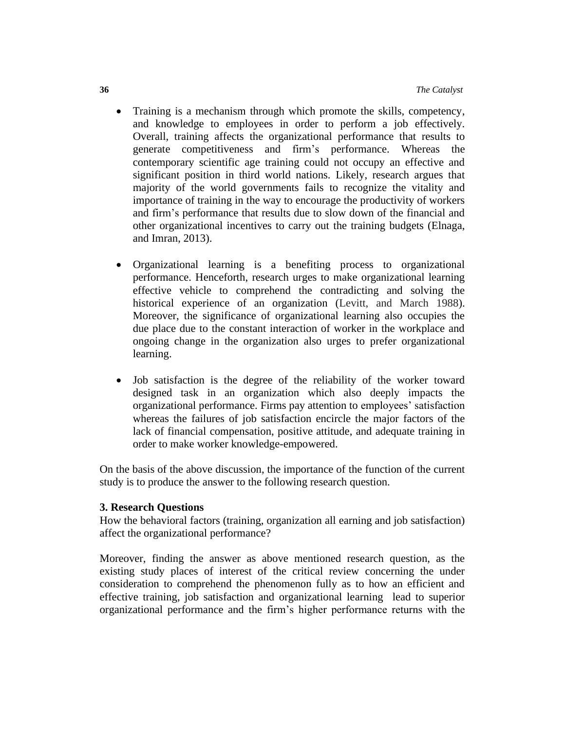- Training is a mechanism through which promote the skills, competency, and knowledge to employees in order to perform a job effectively. Overall, training affects the organizational performance that results to generate competitiveness and firm's performance. Whereas the contemporary scientific age training could not occupy an effective and significant position in third world nations. Likely, research argues that majority of the world governments fails to recognize the vitality and importance of training in the way to encourage the productivity of workers and firm's performance that results due to slow down of the financial and other organizational incentives to carry out the training budgets (Elnaga, and Imran, 2013).

- Organizational learning is a benefiting process to organizational performance. Henceforth, research urges to make organizational learning effective vehicle to comprehend the contradicting and solving the historical experience of an organization (Levitt, and March 1988). Moreover, the significance of organizational learning also occupies the due place due to the constant interaction of worker in the workplace and ongoing change in the organization also urges to prefer organizational learning.

- Job satisfaction is the degree of the reliability of the worker toward designed task in an organization which also deeply impacts the organizational performance. Firms pay attention to employees' satisfaction whereas the failures of job satisfaction encircle the major factors of the lack of financial compensation, positive attitude, and adequate training in order to make worker knowledge-empowered.

On the basis of the above discussion, the importance of the function of the current study is to produce the answer to the following research question.

### 3. Research Questions

How the behavioral factors (training, organization all earning and job satisfaction) affect the organizational performance?

Moreover, finding the answer as above mentioned research question, as the existing study places of interest of the critical review concerning the under consideration to comprehend the phenomenon fully as to how an efficient and effective training, job satisfaction and organizational learning lead to superior organizational performance and the firm's higher performance returns with the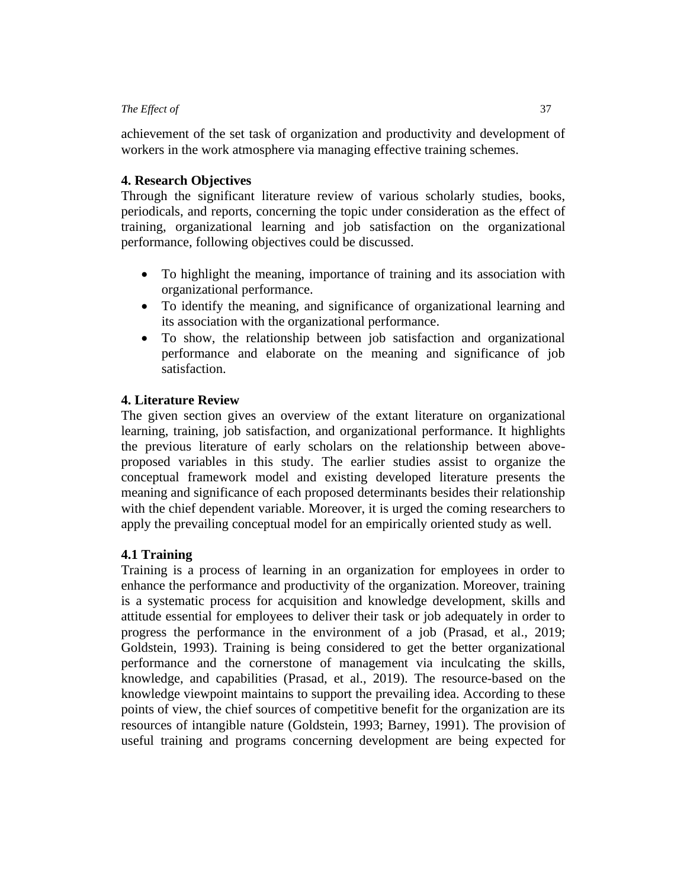achievement of the set task of organization and productivity and development of workers in the work atmosphere via managing effective training schemes.

## 4. Research Objectives

Through the significant literature review of various scholarly studies, books, periodicals, and reports, concerning the topic under consideration as the effect of training, organizational learning and job satisfaction on the organizational performance, following objectives could be discussed.

- To highlight the meaning, importance of training and its association with organizational performance.
- To identify the meaning, and significance of organizational learning and its association with the organizational performance.
- To show, the relationship between job satisfaction and organizational performance and elaborate on the meaning and significance of job satisfaction.

## 4. Literature Review

The given section gives an overview of the extant literature on organizational learning, training, job satisfaction, and organizational performance. It highlights the previous literature of early scholars on the relationship between above-proposed variables in this study. The earlier studies assist to organize the conceptual framework model and existing developed literature presents the meaning and significance of each proposed determinants besides their relationship with the chief dependent variable. Moreover, it is urged the coming researchers to apply the prevailing conceptual model for an empirically oriented study as well.

### 4.1 Training

Training is a process of learning in an organization for employees in order to enhance the performance and productivity of the organization. Moreover, training is a systematic process for acquisition and knowledge development, skills and attitude essential for employees to deliver their task or job adequately in order to progress the performance in the environment of a job (Prasad, et al., 2019; Goldstein, 1993). Training is being considered to get the better organizational performance and the cornerstone of management via inculcating the skills, knowledge, and capabilities (Prasad, et al., 2019). The resource-based on the knowledge viewpoint maintains to support the prevailing idea. According to these points of view, the chief sources of competitive benefit for the organization are its resources of intangible nature (Goldstein, 1993; Barney, 1991). The provision of useful training and programs concerning development are being expected for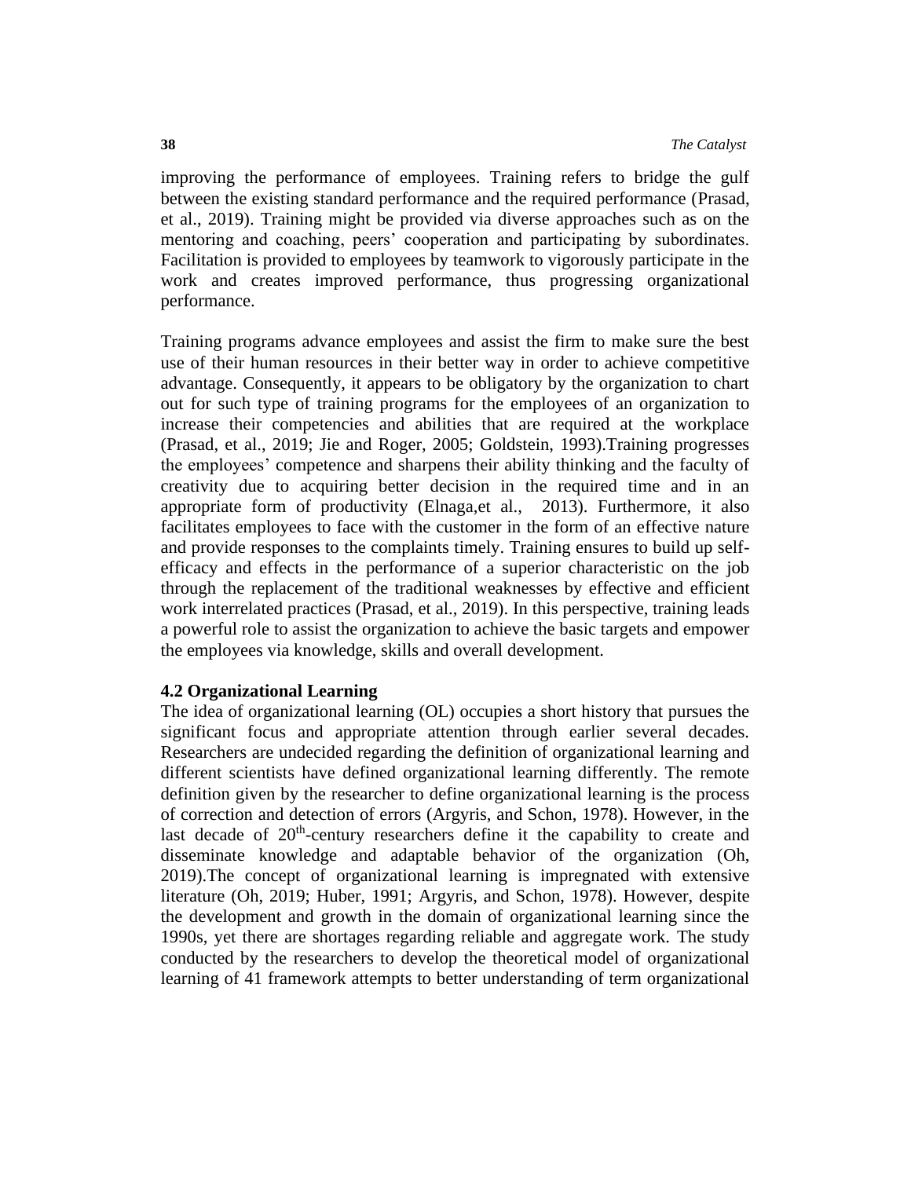improving the performance of employees. Training refers to bridge the gulf between the existing standard performance and the required performance (Prasad, et al., 2019). Training might be provided via diverse approaches such as on the mentoring and coaching, peers' cooperation and participating by subordinates. Facilitation is provided to employees by teamwork to vigorously participate in the work and creates improved performance, thus progressing organizational performance.

Training programs advance employees and assist the firm to make sure the best use of their human resources in their better way in order to achieve competitive advantage. Consequently, it appears to be obligatory by the organization to chart out for such type of training programs for the employees of an organization to increase their competencies and abilities that are required at the workplace (Prasad, et al., 2019; Jie and Roger, 2005; Goldstein, 1993).Training progresses the employees' competence and sharpens their ability thinking and the faculty of creativity due to acquiring better decision in the required time and in an appropriate form of productivity (Elnaga,et al., 2013). Furthermore, it also facilitates employees to face with the customer in the form of an effective nature and provide responses to the complaints timely. Training ensures to build up self-efficacy and effects in the performance of a superior characteristic on the job through the replacement of the traditional weaknesses by effective and efficient work interrelated practices (Prasad, et al., 2019). In this perspective, training leads a powerful role to assist the organization to achieve the basic targets and empower the employees via knowledge, skills and overall development.

### 4.2 Organizational Learning

The idea of organizational learning (OL) occupies a short history that pursues the significant focus and appropriate attention through earlier several decades. Researchers are undecided regarding the definition of organizational learning and different scientists have defined organizational learning differently. The remote definition given by the researcher to define organizational learning is the process of correction and detection of errors (Argyris, and Schon, 1978). However, in the last decade of 20th-century researchers define it the capability to create and disseminate knowledge and adaptable behavior of the organization (Oh, 2019).The concept of organizational learning is impregnated with extensive literature (Oh, 2019; Huber, 1991; Argyris, and Schon, 1978). However, despite the development and growth in the domain of organizational learning since the 1990s, yet there are shortages regarding reliable and aggregate work. The study conducted by the researchers to develop the theoretical model of organizational learning of 41 framework attempts to better understanding of term organizational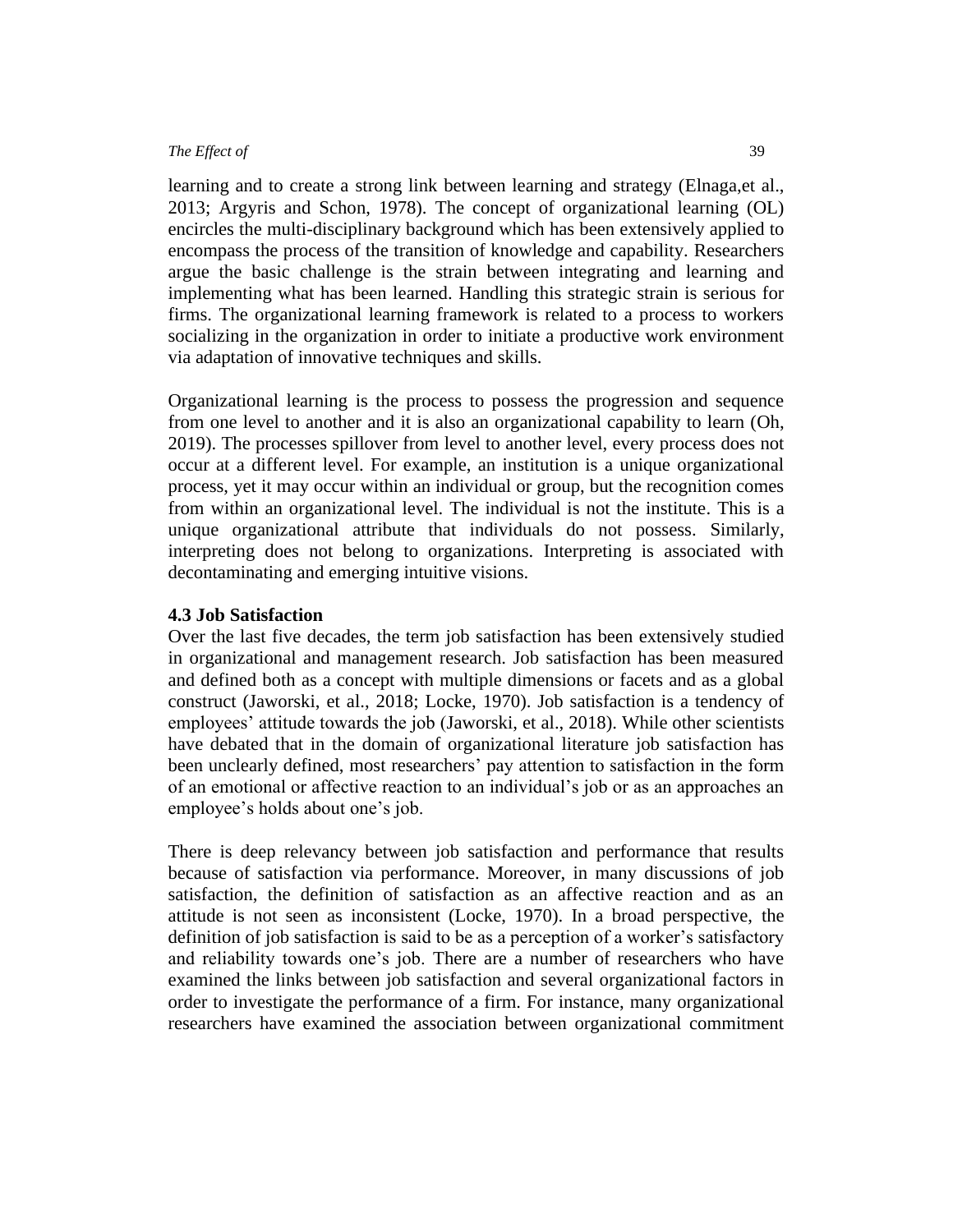learning and to create a strong link between learning and strategy (Elnaga,et al., 2013; Argyris and Schon, 1978). The concept of organizational learning (OL) encircles the multi-disciplinary background which has been extensively applied to encompass the process of the transition of knowledge and capability. Researchers argue the basic challenge is the strain between integrating and learning and implementing what has been learned. Handling this strategic strain is serious for firms. The organizational learning framework is related to a process to workers socializing in the organization in order to initiate a productive work environment via adaptation of innovative techniques and skills.

Organizational learning is the process to possess the progression and sequence from one level to another and it is also an organizational capability to learn (Oh, 2019). The processes spillover from level to another level, every process does not occur at a different level. For example, an institution is a unique organizational process, yet it may occur within an individual or group, but the recognition comes from within an organizational level. The individual is not the institute. This is a unique organizational attribute that individuals do not possess. Similarly, interpreting does not belong to organizations. Interpreting is associated with decontaminating and emerging intuitive visions.

### 4.3 Job Satisfaction

Over the last five decades, the term job satisfaction has been extensively studied in organizational and management research. Job satisfaction has been measured and defined both as a concept with multiple dimensions or facets and as a global construct (Jaworski, et al., 2018; Locke, 1970). Job satisfaction is a tendency of employees' attitude towards the job (Jaworski, et al., 2018). While other scientists have debated that in the domain of organizational literature job satisfaction has been unclearly defined, most researchers' pay attention to satisfaction in the form of an emotional or affective reaction to an individual's job or as an approaches an employee's holds about one's job.

There is deep relevancy between job satisfaction and performance that results because of satisfaction via performance. Moreover, in many discussions of job satisfaction, the definition of satisfaction as an affective reaction and as an attitude is not seen as inconsistent (Locke, 1970). In a broad perspective, the definition of job satisfaction is said to be as a perception of a worker's satisfactory and reliability towards one's job. There are a number of researchers who have examined the links between job satisfaction and several organizational factors in order to investigate the performance of a firm. For instance, many organizational researchers have examined the association between organizational commitment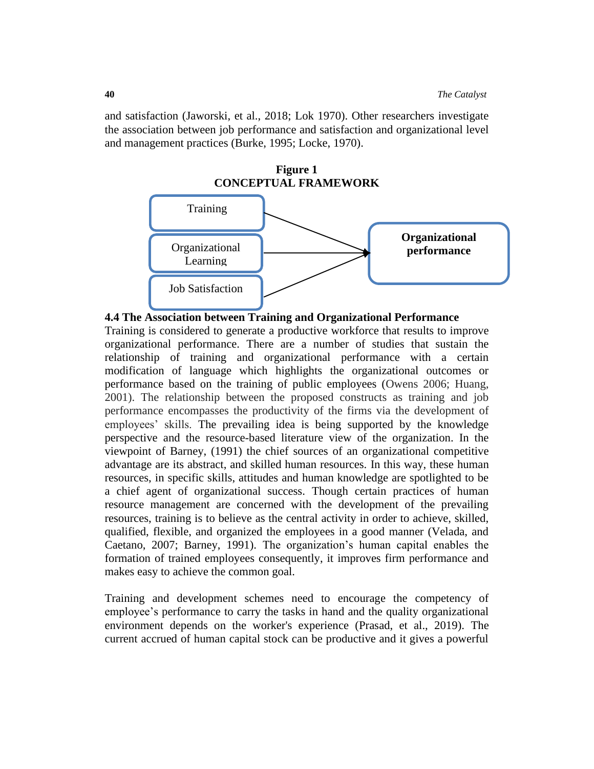and satisfaction (Jaworski, et al., 2018; Lok 1970). Other researchers investigate the association between job performance and satisfaction and organizational level and management practices (Burke, 1995; Locke, 1970).

**Figure 1**
**CONCEPTUAL FRAMEWORK**

Training

Organizational Learning

Job Satisfaction

**Organizational performance**

### 4.4 The Association between Training and Organizational Performance

Training is considered to generate a productive workforce that results to improve organizational performance. There are a number of studies that sustain the relationship of training and organizational performance with a certain modification of language which highlights the organizational outcomes or performance based on the training of public employees (Owens 2006; Huang, 2001). The relationship between the proposed constructs as training and job performance encompasses the productivity of the firms via the development of employees' skills. The prevailing idea is being supported by the knowledge perspective and the resource-based literature view of the organization. In the viewpoint of Barney, (1991) the chief sources of an organizational competitive advantage are its abstract, and skilled human resources. In this way, these human resources, in specific skills, attitudes and human knowledge are spotlighted to be a chief agent of organizational success. Though certain practices of human resource management are concerned with the development of the prevailing resources, training is to believe as the central activity in order to achieve, skilled, qualified, flexible, and organized the employees in a good manner (Velada, and Caetano, 2007; Barney, 1991). The organization's human capital enables the formation of trained employees consequently, it improves firm performance and makes easy to achieve the common goal.

Training and development schemes need to encourage the competency of employee's performance to carry the tasks in hand and the quality organizational environment depends on the worker's experience (Prasad, et al., 2019). The current accrued of human capital stock can be productive and it gives a powerful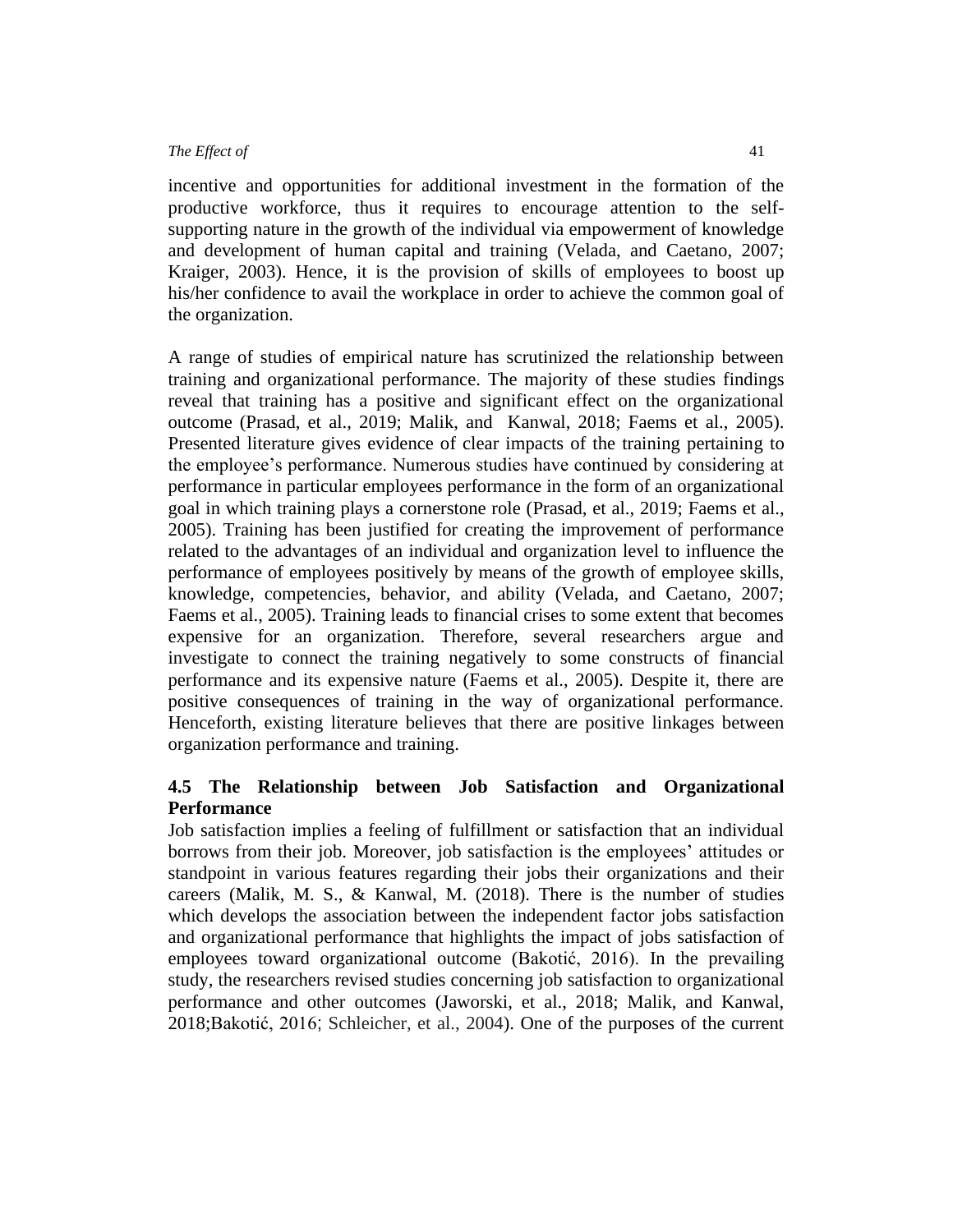incentive and opportunities for additional investment in the formation of the productive workforce, thus it requires to encourage attention to the self-supporting nature in the growth of the individual via empowerment of knowledge and development of human capital and training (Velada, and Caetano, 2007; Kraiger, 2003). Hence, it is the provision of skills of employees to boost up his/her confidence to avail the workplace in order to achieve the common goal of the organization.

A range of studies of empirical nature has scrutinized the relationship between training and organizational performance. The majority of these studies findings reveal that training has a positive and significant effect on the organizational outcome (Prasad, et al., 2019; Malik, and Kanwal, 2018; Faems et al., 2005). Presented literature gives evidence of clear impacts of the training pertaining to the employee's performance. Numerous studies have continued by considering at performance in particular employees performance in the form of an organizational goal in which training plays a cornerstone role (Prasad, et al., 2019; Faems et al., 2005). Training has been justified for creating the improvement of performance related to the advantages of an individual and organization level to influence the performance of employees positively by means of the growth of employee skills, knowledge, competencies, behavior, and ability (Velada, and Caetano, 2007; Faems et al., 2005). Training leads to financial crises to some extent that becomes expensive for an organization. Therefore, several researchers argue and investigate to connect the training negatively to some constructs of financial performance and its expensive nature (Faems et al., 2005). Despite it, there are positive consequences of training in the way of organizational performance. Henceforth, existing literature believes that there are positive linkages between organization performance and training.

### 4.5 The Relationship between Job Satisfaction and Organizational Performance

Job satisfaction implies a feeling of fulfillment or satisfaction that an individual borrows from their job. Moreover, job satisfaction is the employees' attitudes or standpoint in various features regarding their jobs their organizations and their careers (Malik, M. S., & Kanwal, M. (2018). There is the number of studies which develops the association between the independent factor jobs satisfaction and organizational performance that highlights the impact of jobs satisfaction of employees toward organizational outcome (Bakotić, 2016). In the prevailing study, the researchers revised studies concerning job satisfaction to organizational performance and other outcomes (Jaworski, et al., 2018; Malik, and Kanwal, 2018;Bakotić, 2016; Schleicher, et al., 2004). One of the purposes of the current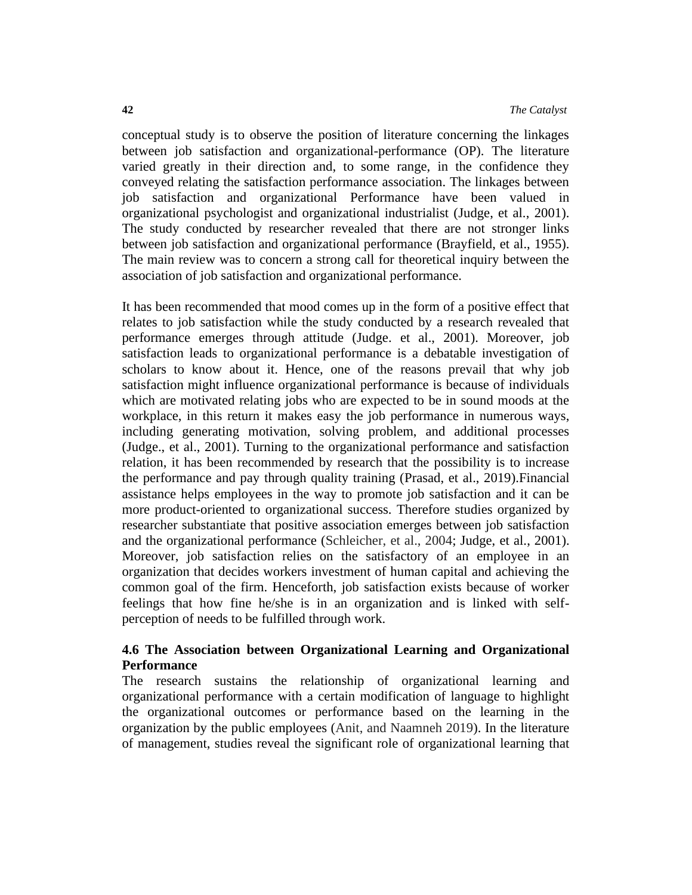conceptual study is to observe the position of literature concerning the linkages between job satisfaction and organizational-performance (OP). The literature varied greatly in their direction and, to some range, in the confidence they conveyed relating the satisfaction performance association. The linkages between job satisfaction and organizational Performance have been valued in organizational psychologist and organizational industrialist (Judge, et al., 2001). The study conducted by researcher revealed that there are not stronger links between job satisfaction and organizational performance (Brayfield, et al., 1955). The main review was to concern a strong call for theoretical inquiry between the association of job satisfaction and organizational performance.

It has been recommended that mood comes up in the form of a positive effect that relates to job satisfaction while the study conducted by a research revealed that performance emerges through attitude (Judge. et al., 2001). Moreover, job satisfaction leads to organizational performance is a debatable investigation of scholars to know about it. Hence, one of the reasons prevail that why job satisfaction might influence organizational performance is because of individuals which are motivated relating jobs who are expected to be in sound moods at the workplace, in this return it makes easy the job performance in numerous ways, including generating motivation, solving problem, and additional processes (Judge., et al., 2001). Turning to the organizational performance and satisfaction relation, it has been recommended by research that the possibility is to increase the performance and pay through quality training (Prasad, et al., 2019).Financial assistance helps employees in the way to promote job satisfaction and it can be more product-oriented to organizational success. Therefore studies organized by researcher substantiate that positive association emerges between job satisfaction and the organizational performance (Schleicher, et al., 2004; Judge, et al., 2001). Moreover, job satisfaction relies on the satisfactory of an employee in an organization that decides workers investment of human capital and achieving the common goal of the firm. Henceforth, job satisfaction exists because of worker feelings that how fine he/she is in an organization and is linked with self-perception of needs to be fulfilled through work.

### 4.6 The Association between Organizational Learning and Organizational Performance

The research sustains the relationship of organizational learning and organizational performance with a certain modification of language to highlight the organizational outcomes or performance based on the learning in the organization by the public employees (Anit, and Naamneh 2019). In the literature of management, studies reveal the significant role of organizational learning that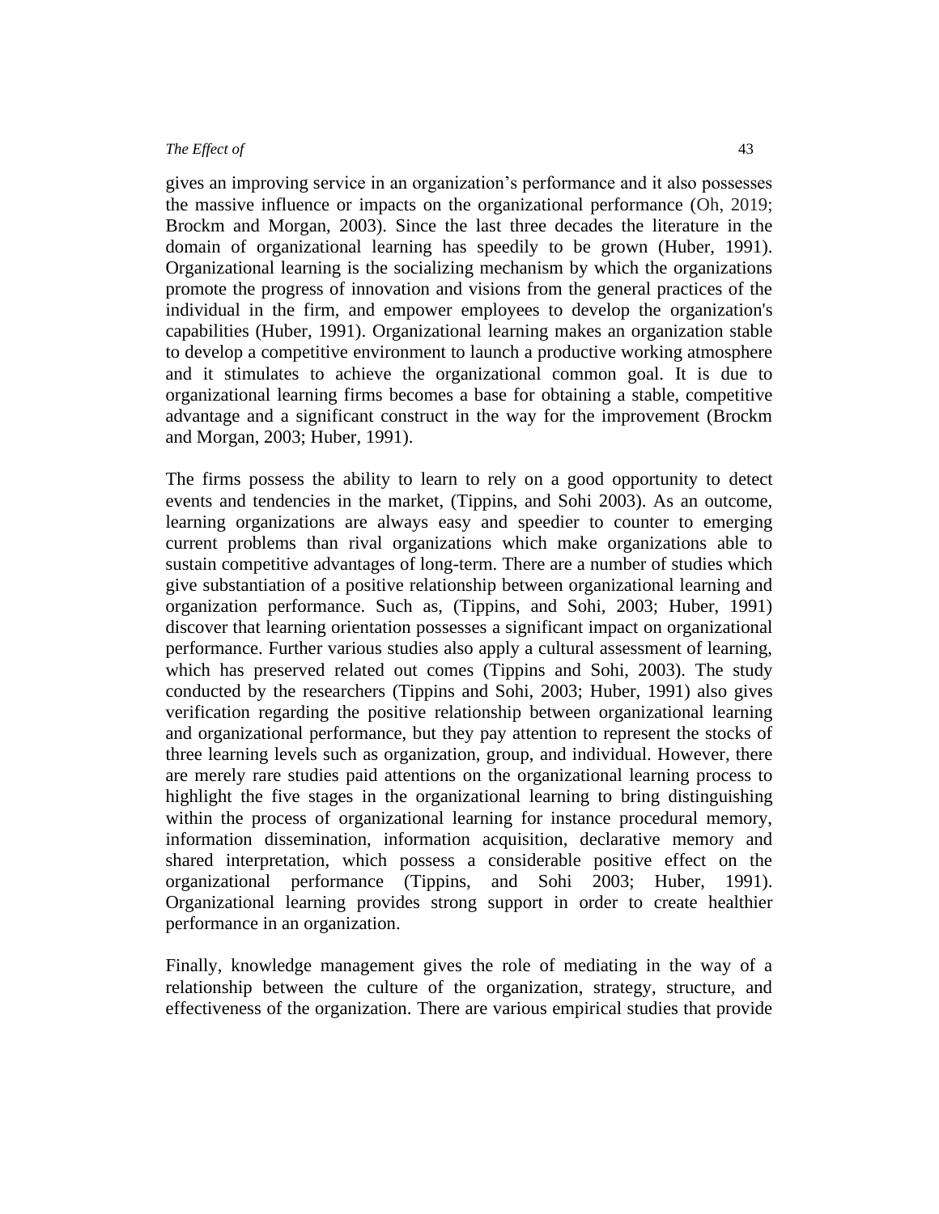gives an improving service in an organization's performance and it also possesses the massive influence or impacts on the organizational performance (Oh, 2019; Brockm and Morgan, 2003). Since the last three decades the literature in the domain of organizational learning has speedily to be grown (Huber, 1991). Organizational learning is the socializing mechanism by which the organizations promote the progress of innovation and visions from the general practices of the individual in the firm, and empower employees to develop the organization's capabilities (Huber, 1991). Organizational learning makes an organization stable to develop a competitive environment to launch a productive working atmosphere and it stimulates to achieve the organizational common goal. It is due to organizational learning firms becomes a base for obtaining a stable, competitive advantage and a significant construct in the way for the improvement (Brockm and Morgan, 2003; Huber, 1991).

The firms possess the ability to learn to rely on a good opportunity to detect events and tendencies in the market, (Tippins, and Sohi 2003). As an outcome, learning organizations are always easy and speedier to counter to emerging current problems than rival organizations which make organizations able to sustain competitive advantages of long-term. There are a number of studies which give substantiation of a positive relationship between organizational learning and organization performance. Such as, (Tippins, and Sohi, 2003; Huber, 1991) discover that learning orientation possesses a significant impact on organizational performance. Further various studies also apply a cultural assessment of learning, which has preserved related out comes (Tippins and Sohi, 2003). The study conducted by the researchers (Tippins and Sohi, 2003; Huber, 1991) also gives verification regarding the positive relationship between organizational learning and organizational performance, but they pay attention to represent the stocks of three learning levels such as organization, group, and individual. However, there are merely rare studies paid attentions on the organizational learning process to highlight the five stages in the organizational learning to bring distinguishing within the process of organizational learning for instance procedural memory, information dissemination, information acquisition, declarative memory and shared interpretation, which possess a considerable positive effect on the organizational performance (Tippins, and Sohi 2003; Huber, 1991). Organizational learning provides strong support in order to create healthier performance in an organization.

Finally, knowledge management gives the role of mediating in the way of a relationship between the culture of the organization, strategy, structure, and effectiveness of the organization. There are various empirical studies that provide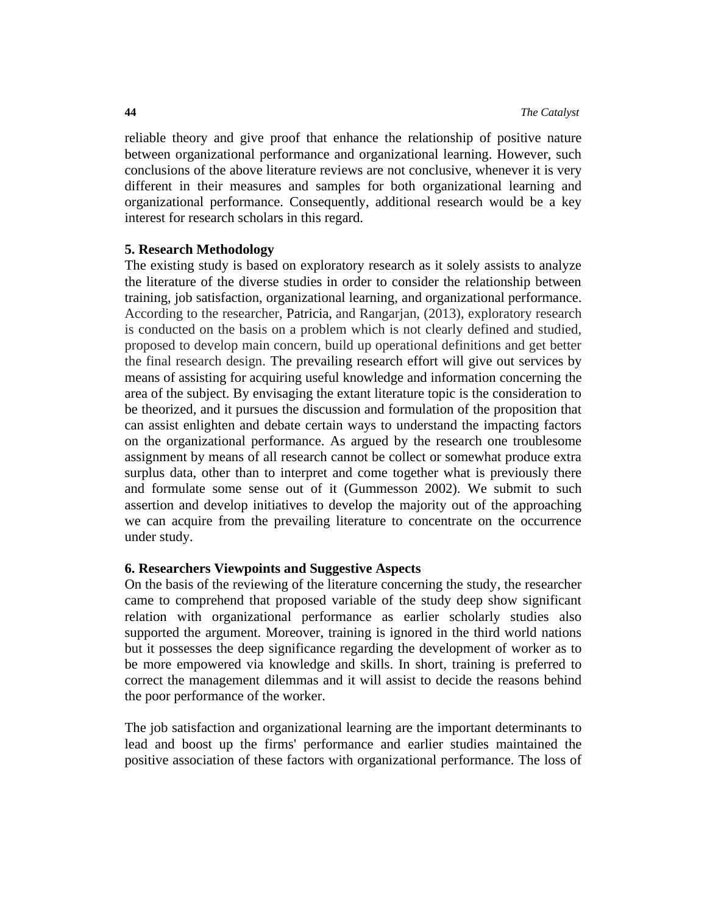reliable theory and give proof that enhance the relationship of positive nature between organizational performance and organizational learning. However, such conclusions of the above literature reviews are not conclusive, whenever it is very different in their measures and samples for both organizational learning and organizational performance. Consequently, additional research would be a key interest for research scholars in this regard.

### 5. Research Methodology

The existing study is based on exploratory research as it solely assists to analyze the literature of the diverse studies in order to consider the relationship between training, job satisfaction, organizational learning, and organizational performance. According to the researcher, Patricia, and Rangarjan, (2013), exploratory research is conducted on the basis on a problem which is not clearly defined and studied, proposed to develop main concern, build up operational definitions and get better the final research design. The prevailing research effort will give out services by means of assisting for acquiring useful knowledge and information concerning the area of the subject. By envisaging the extant literature topic is the consideration to be theorized, and it pursues the discussion and formulation of the proposition that can assist enlighten and debate certain ways to understand the impacting factors on the organizational performance. As argued by the research one troublesome assignment by means of all research cannot be collect or somewhat produce extra surplus data, other than to interpret and come together what is previously there and formulate some sense out of it (Gummesson 2002). We submit to such assertion and develop initiatives to develop the majority out of the approaching we can acquire from the prevailing literature to concentrate on the occurrence under study.

### 6. Researchers Viewpoints and Suggestive Aspects

On the basis of the reviewing of the literature concerning the study, the researcher came to comprehend that proposed variable of the study deep show significant relation with organizational performance as earlier scholarly studies also supported the argument. Moreover, training is ignored in the third world nations but it possesses the deep significance regarding the development of worker as to be more empowered via knowledge and skills. In short, training is preferred to correct the management dilemmas and it will assist to decide the reasons behind the poor performance of the worker.

The job satisfaction and organizational learning are the important determinants to lead and boost up the firms' performance and earlier studies maintained the positive association of these factors with organizational performance. The loss of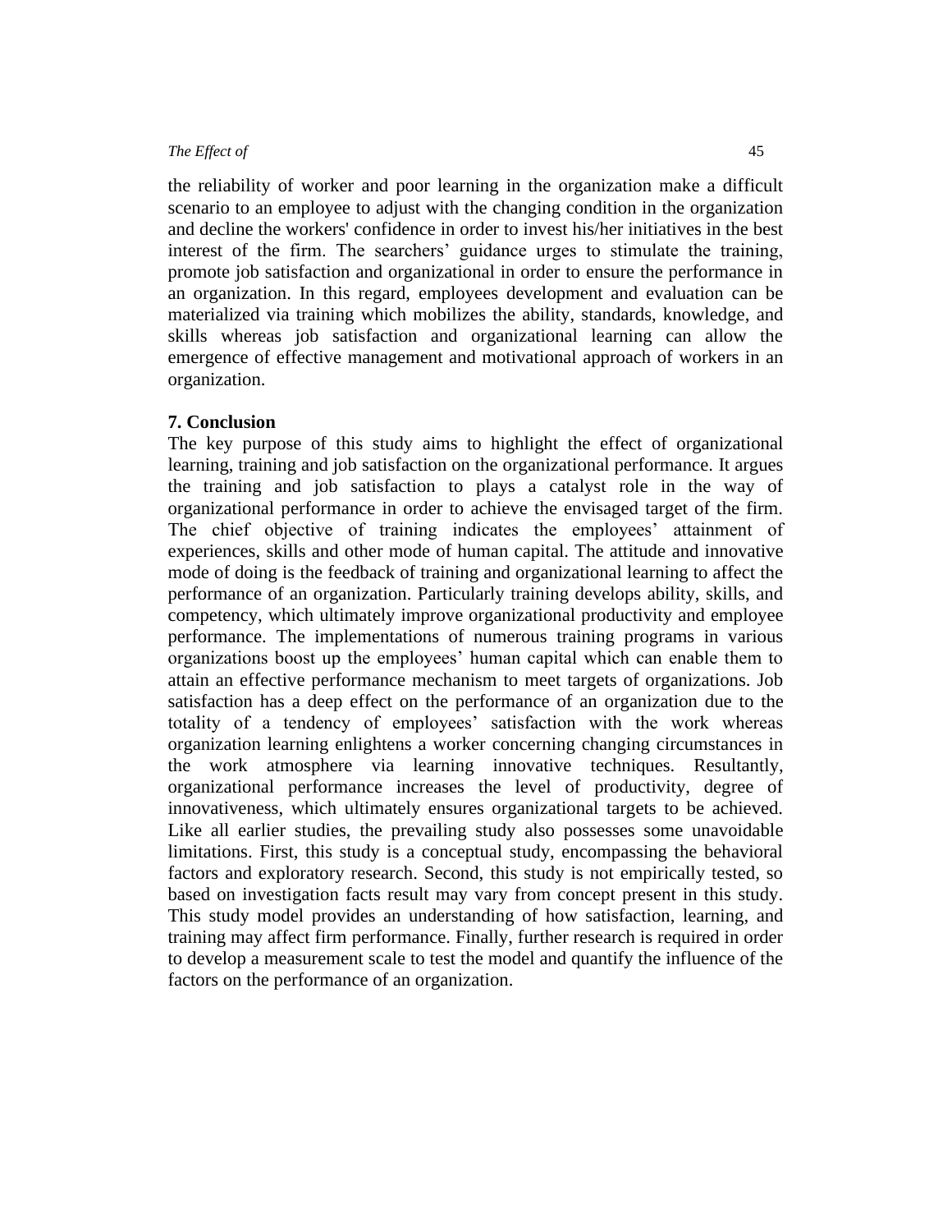the reliability of worker and poor learning in the organization make a difficult scenario to an employee to adjust with the changing condition in the organization and decline the workers' confidence in order to invest his/her initiatives in the best interest of the firm. The searchers' guidance urges to stimulate the training, promote job satisfaction and organizational in order to ensure the performance in an organization. In this regard, employees development and evaluation can be materialized via training which mobilizes the ability, standards, knowledge, and skills whereas job satisfaction and organizational learning can allow the emergence of effective management and motivational approach of workers in an organization.

## 7. Conclusion

The key purpose of this study aims to highlight the effect of organizational learning, training and job satisfaction on the organizational performance. It argues the training and job satisfaction to plays a catalyst role in the way of organizational performance in order to achieve the envisaged target of the firm. The chief objective of training indicates the employees' attainment of experiences, skills and other mode of human capital. The attitude and innovative mode of doing is the feedback of training and organizational learning to affect the performance of an organization. Particularly training develops ability, skills, and competency, which ultimately improve organizational productivity and employee performance. The implementations of numerous training programs in various organizations boost up the employees' human capital which can enable them to attain an effective performance mechanism to meet targets of organizations. Job satisfaction has a deep effect on the performance of an organization due to the totality of a tendency of employees' satisfaction with the work whereas organization learning enlightens a worker concerning changing circumstances in the work atmosphere via learning innovative techniques. Resultantly, organizational performance increases the level of productivity, degree of innovativeness, which ultimately ensures organizational targets to be achieved. Like all earlier studies, the prevailing study also possesses some unavoidable limitations. First, this study is a conceptual study, encompassing the behavioral factors and exploratory research. Second, this study is not empirically tested, so based on investigation facts result may vary from concept present in this study. This study model provides an understanding of how satisfaction, learning, and training may affect firm performance. Finally, further research is required in order to develop a measurement scale to test the model and quantify the influence of the factors on the performance of an organization.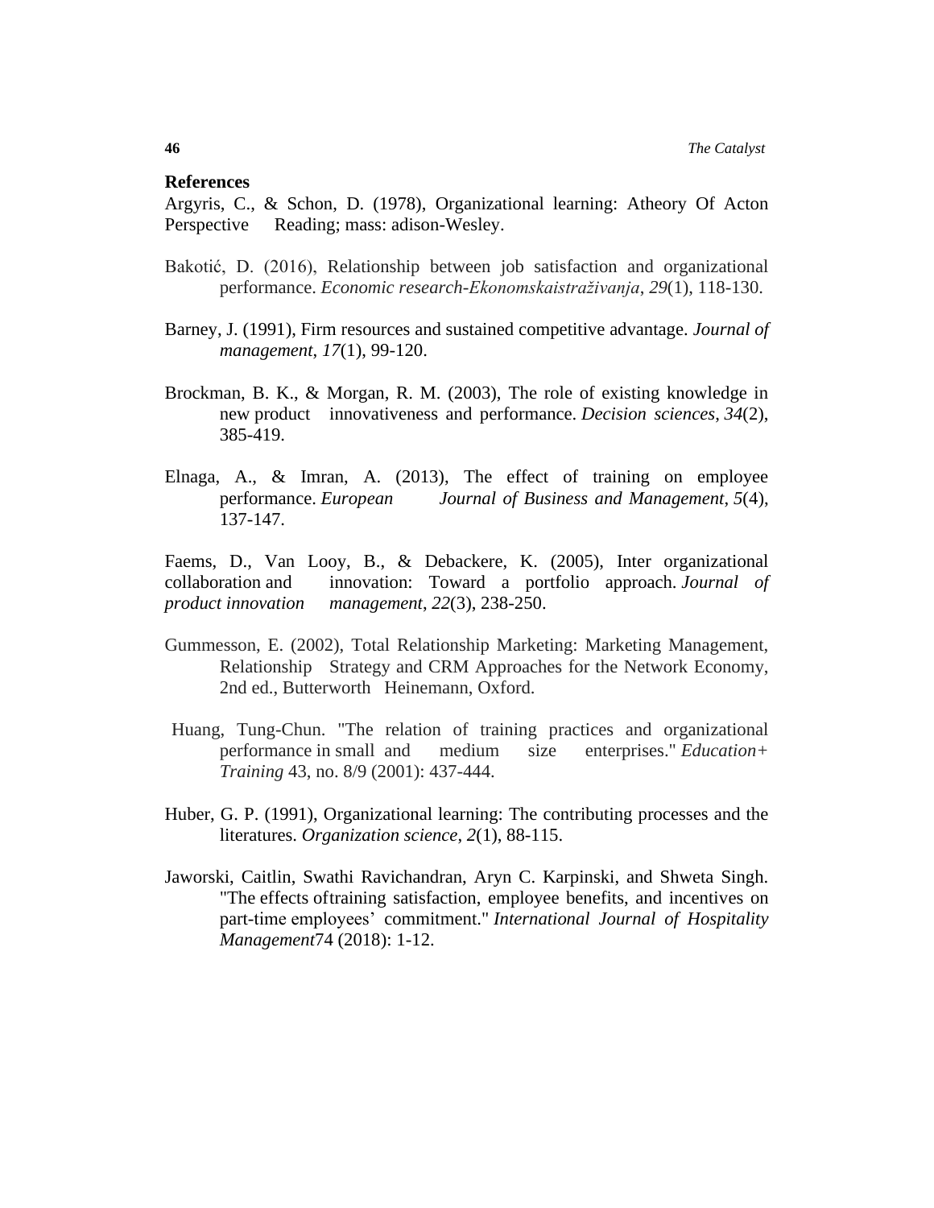## References

Argyris, C., & Schon, D. (1978), Organizational learning: Atheory Of Acton Perspective Reading; mass: adison-Wesley.

Bakotić, D. (2016), Relationship between job satisfaction and organizational performance. *Economic research-Ekonomskaistraživanja*, *29*(1), 118-130.

Barney, J. (1991), Firm resources and sustained competitive advantage. *Journal of management*, *17*(1), 99-120.

Brockman, B. K., & Morgan, R. M. (2003), The role of existing knowledge in new product innovativeness and performance. *Decision sciences*, *34*(2), 385-419.

Elnaga, A., & Imran, A. (2013), The effect of training on employee performance. *European Journal of Business and Management*, *5*(4), 137-147.

Faems, D., Van Looy, B., & Debackere, K. (2005), Inter organizational collaboration and innovation: Toward a portfolio approach. *Journal of product innovation management*, *22*(3), 238-250.

Gummesson, E. (2002), Total Relationship Marketing: Marketing Management, Relationship Strategy and CRM Approaches for the Network Economy, 2nd ed., Butterworth Heinemann, Oxford.

Huang, Tung-Chun. "The relation of training practices and organizational performance in small and medium size enterprises." *Education+ Training* 43, no. 8/9 (2001): 437-444.

Huber, G. P. (1991), Organizational learning: The contributing processes and the literatures. *Organization science*, *2*(1), 88-115.

Jaworski, Caitlin, Swathi Ravichandran, Aryn C. Karpinski, and Shweta Singh. "The effects oftraining satisfaction, employee benefits, and incentives on part-time employees' commitment." *International Journal of Hospitality Management*74 (2018): 1-12.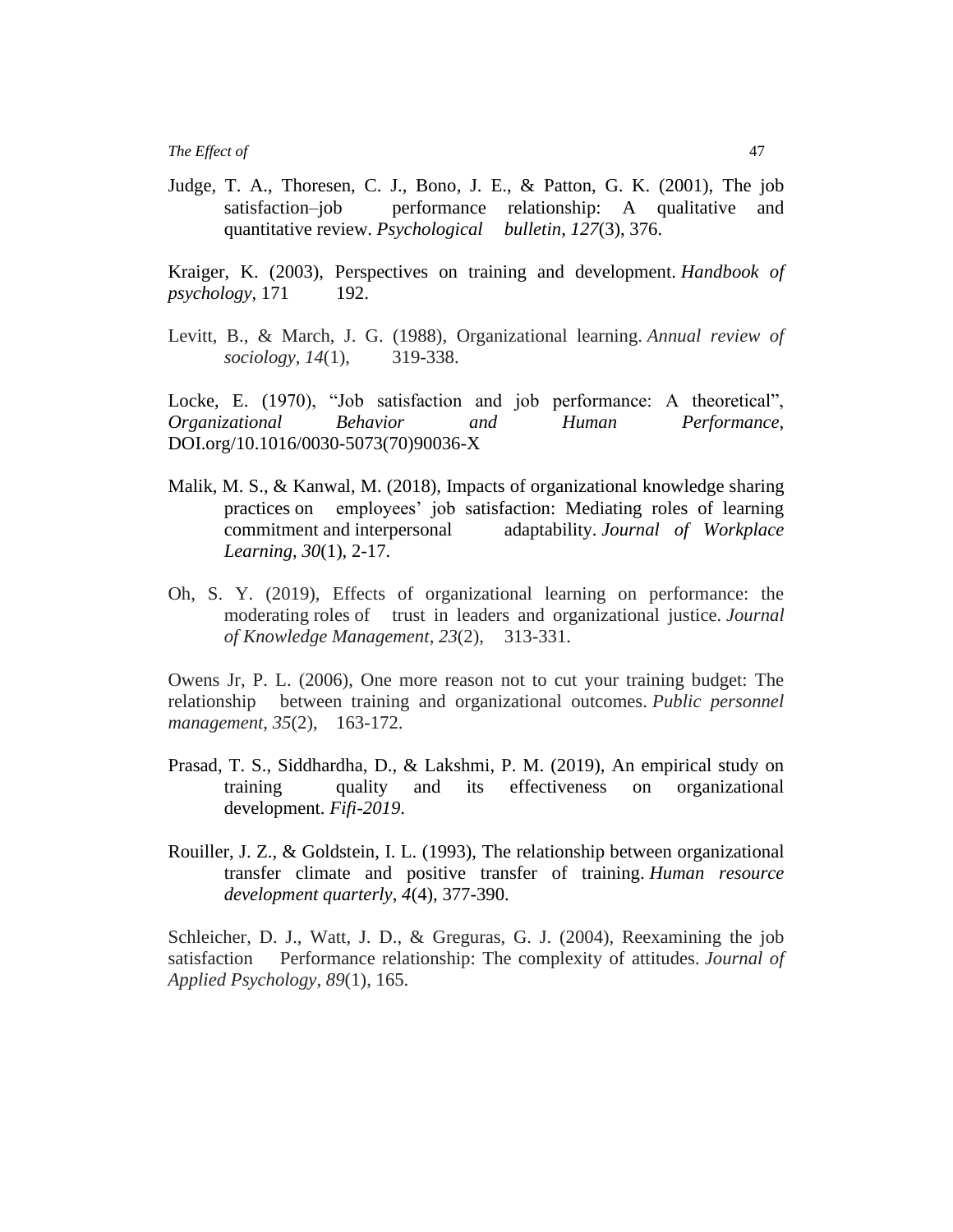Judge, T. A., Thoresen, C. J., Bono, J. E., & Patton, G. K. (2001), The job satisfaction–job performance relationship: A qualitative and quantitative review. *Psychological bulletin*, *127*(3), 376.

Kraiger, K. (2003), Perspectives on training and development. *Handbook of psychology*, 171 192.

Levitt, B., & March, J. G. (1988), Organizational learning. *Annual review of sociology*, *14*(1), 319-338.

Locke, E. (1970), "Job satisfaction and job performance: A theoretical", *Organizational Behavior and Human Performance,* DOI.org/10.1016/0030-5073(70)90036-X

Malik, M. S., & Kanwal, M. (2018), Impacts of organizational knowledge sharing practices on employees' job satisfaction: Mediating roles of learning commitment and interpersonal adaptability. *Journal of Workplace Learning*, *30*(1), 2-17.

Oh, S. Y. (2019), Effects of organizational learning on performance: the moderating roles of trust in leaders and organizational justice. *Journal of Knowledge Management*, *23*(2), 313-331.

Owens Jr, P. L. (2006), One more reason not to cut your training budget: The relationship between training and organizational outcomes. *Public personnel management*, *35*(2), 163-172.

Prasad, T. S., Siddhardha, D., & Lakshmi, P. M. (2019), An empirical study on training quality and its effectiveness on organizational development. *Fifi-2019*.

Rouiller, J. Z., & Goldstein, I. L. (1993), The relationship between organizational transfer climate and positive transfer of training. *Human resource development quarterly*, *4*(4), 377-390.

Schleicher, D. J., Watt, J. D., & Greguras, G. J. (2004), Reexamining the job satisfaction Performance relationship: The complexity of attitudes. *Journal of Applied Psychology*, *89*(1), 165.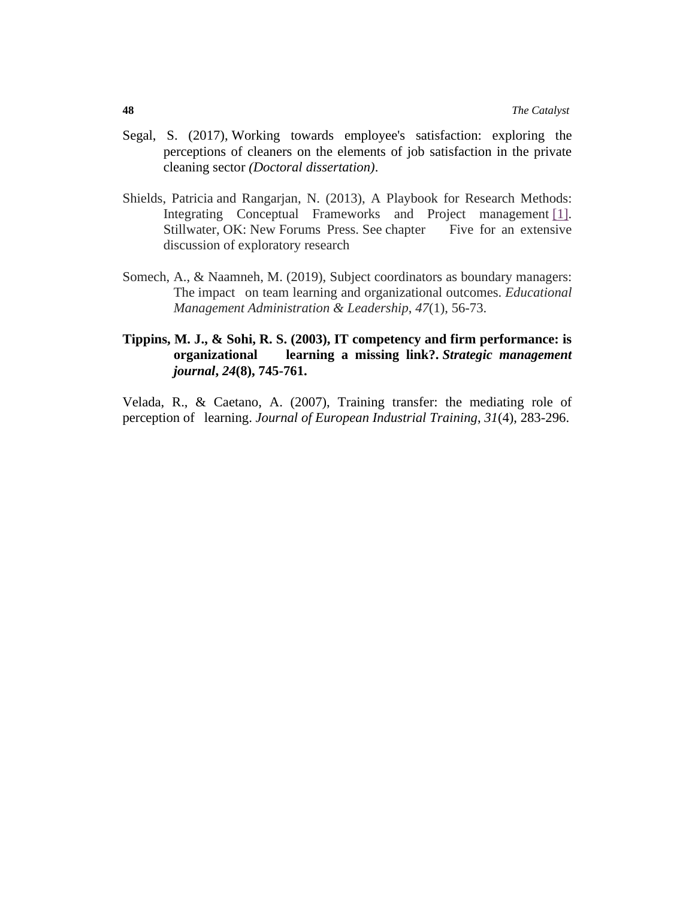Segal, S. (2017), Working towards employee's satisfaction: exploring the perceptions of cleaners on the elements of job satisfaction in the private cleaning sector *(Doctoral dissertation)*.

Shields, Patricia and Rangarjan, N. (2013), A Playbook for Research Methods: Integrating Conceptual Frameworks and Project management [1]. Stillwater, OK: New Forums Press. See chapter Five for an extensive discussion of exploratory research

Somech, A., & Naamneh, M. (2019), Subject coordinators as boundary managers: The impact on team learning and organizational outcomes. *Educational Management Administration & Leadership*, *47*(1), 56-73.

**Tippins, M. J., & Sohi, R. S. (2003), IT competency and firm performance: is organizational learning a missing link?. *Strategic management journal*, *24*(8), 745-761.**

Velada, R., & Caetano, A. (2007), Training transfer: the mediating role of perception of learning. *Journal of European Industrial Training*, *31*(4), 283-296.